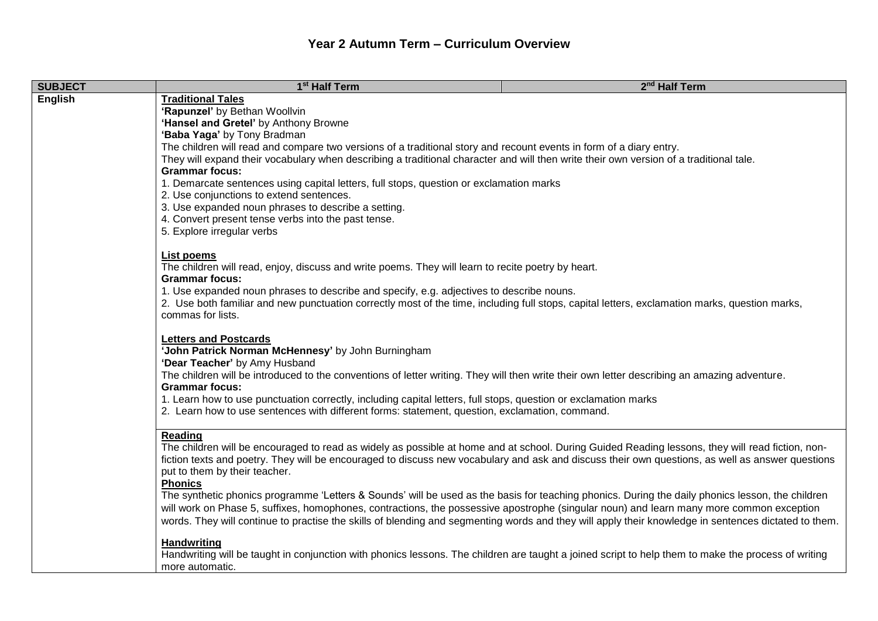# Year 2 Autumn Term – Curriculum Overview

| SUBJECT | 1st Half Term | 2nd Half Term |
|---|---|---|
| English | **Traditional Tales**<br>**'Rapunzel'** by Bethan Woollvin<br>**'Hansel and Gretel'** by Anthony Browne<br>**'Baba Yaga'** by Tony Bradman<br>The children will read and compare two versions of a traditional story and recount events in form of a diary entry.<br>They will expand their vocabulary when describing a traditional character and will then write their own version of a traditional tale.<br>**Grammar focus:**<br>1. Demarcate sentences using capital letters, full stops, question or exclamation marks<br>2. Use conjunctions to extend sentences.<br>3. Use expanded noun phrases to describe a setting.<br>4. Convert present tense verbs into the past tense.<br>5. Explore irregular verbs<br><br>**List poems**<br>The children will read, enjoy, discuss and write poems. They will learn to recite poetry by heart.<br>**Grammar focus:**<br>1. Use expanded noun phrases to describe and specify, e.g. adjectives to describe nouns.<br>2. Use both familiar and new punctuation correctly most of the time, including full stops, capital letters, exclamation marks, question marks, commas for lists.<br><br>**Letters and Postcards**<br>**'John Patrick Norman McHennesy'** by John Burningham<br>**'Dear Teacher'** by Amy Husband<br>The children will be introduced to the conventions of letter writing. They will then write their own letter describing an amazing adventure.<br>**Grammar focus:**<br>1. Learn how to use punctuation correctly, including capital letters, full stops, question or exclamation marks<br>2. Learn how to use sentences with different forms: statement, question, exclamation, command. | |
| | **Reading**<br>The children will be encouraged to read as widely as possible at home and at school. During Guided Reading lessons, they will read fiction, non-fiction texts and poetry. They will be encouraged to discuss new vocabulary and ask and discuss their own questions, as well as answer questions put to them by their teacher.<br>**Phonics**<br>The synthetic phonics programme 'Letters & Sounds' will be used as the basis for teaching phonics. During the daily phonics lesson, the children will work on Phase 5, suffixes, homophones, contractions, the possessive apostrophe (singular noun) and learn many more common exception words. They will continue to practise the skills of blending and segmenting words and they will apply their knowledge in sentences dictated to them.<br><br>**Handwriting**<br>Handwriting will be taught in conjunction with phonics lessons. The children are taught a joined script to help them to make the process of writing more automatic. | |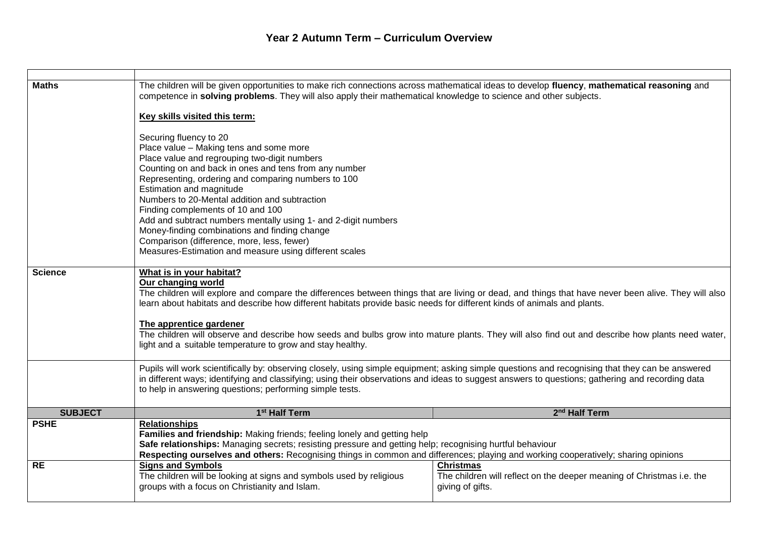# Year 2 Autumn Term – Curriculum Overview

| | | |
|---|---|---|
| **Maths** | The children will be given opportunities to make rich connections across mathematical ideas to develop **fluency**, **mathematical reasoning** and competence in **solving problems**. They will also apply their mathematical knowledge to science and other subjects.<br><br>**Key skills visited this term:**<br><br>Securing fluency to 20<br>Place value – Making tens and some more<br>Place value and regrouping two-digit numbers<br>Counting on and back in ones and tens from any number<br>Representing, ordering and comparing numbers to 100<br>Estimation and magnitude<br>Numbers to 20-Mental addition and subtraction<br>Finding complements of 10 and 100<br>Add and subtract numbers mentally using 1- and 2-digit numbers<br>Money-finding combinations and finding change<br>Comparison (difference, more, less, fewer)<br>Measures-Estimation and measure using different scales | |
| **Science** | **What is in your habitat?**<br>**Our changing world**<br>The children will explore and compare the differences between things that are living or dead, and things that have never been alive. They will also learn about habitats and describe how different habitats provide basic needs for different kinds of animals and plants.<br><br>**The apprentice gardener**<br>The children will observe and describe how seeds and bulbs grow into mature plants. They will also find out and describe how plants need water, light and a suitable temperature to grow and stay healthy. | |
| | Pupils will work scientifically by: observing closely, using simple equipment; asking simple questions and recognising that they can be answered in different ways; identifying and classifying; using their observations and ideas to suggest answers to questions; gathering and recording data to help in answering questions; performing simple tests. | |
| **SUBJECT** | **1st Half Term** | **2nd Half Term** |
| **PSHE** | **Relationships**<br>**Families and friendship:** Making friends; feeling lonely and getting help<br>**Safe relationships:** Managing secrets; resisting pressure and getting help; recognising hurtful behaviour<br>**Respecting ourselves and others:** Recognising things in common and differences; playing and working cooperatively; sharing opinions | |
| **RE** | **Signs and Symbols**<br>The children will be looking at signs and symbols used by religious groups with a focus on Christianity and Islam. | **Christmas**<br>The children will reflect on the deeper meaning of Christmas i.e. the giving of gifts. |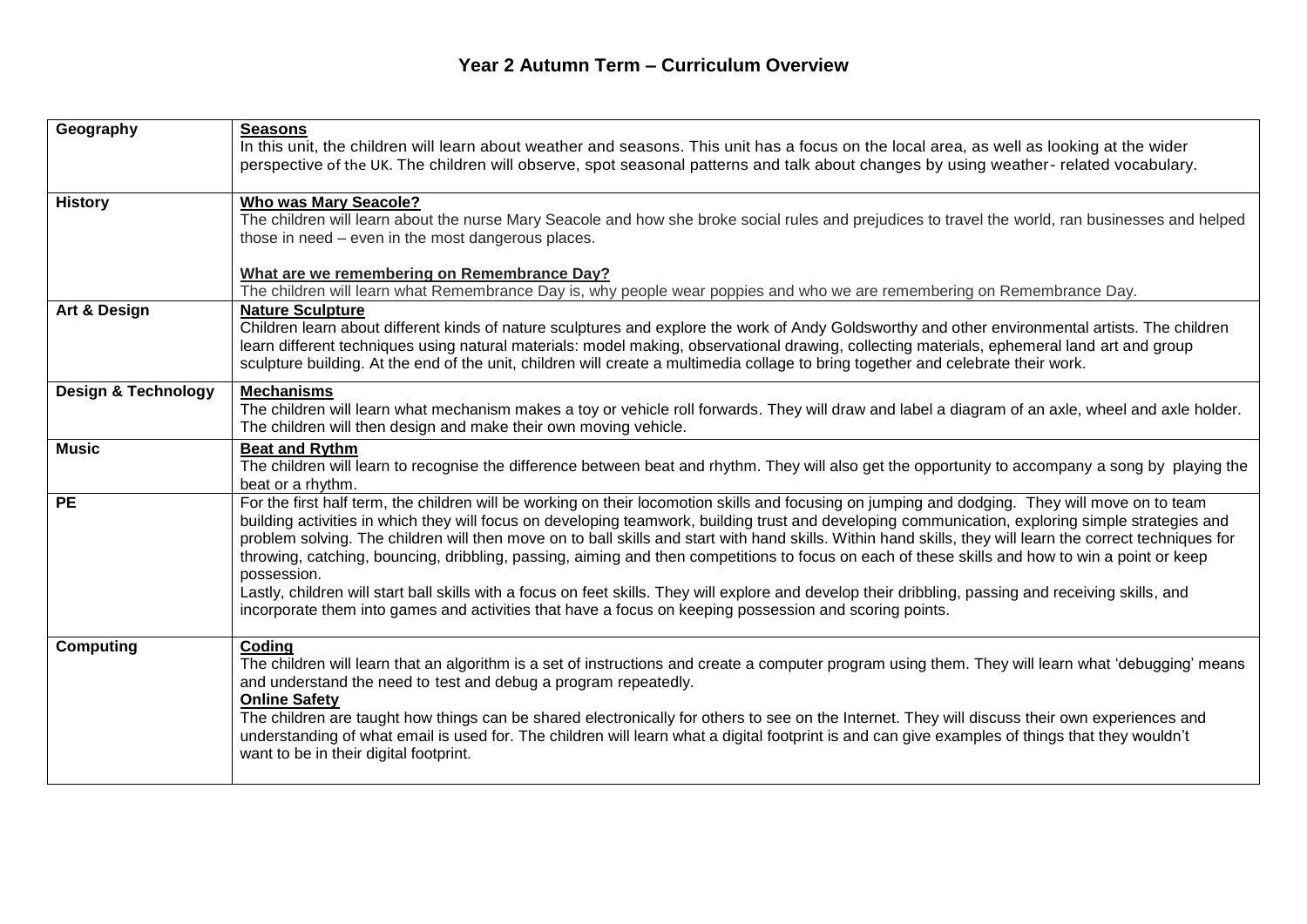# Year 2 Autumn Term – Curriculum Overview

| | |
|---|---|
| **Geography** | **Seasons**<br>In this unit, the children will learn about weather and seasons. This unit has a focus on the local area, as well as looking at the wider perspective of the UK. The children will observe, spot seasonal patterns and talk about changes by using weather- related vocabulary. |
| **History** | **Who was Mary Seacole?**<br>The children will learn about the nurse Mary Seacole and how she broke social rules and prejudices to travel the world, ran businesses and helped those in need – even in the most dangerous places.<br><br>**What are we remembering on Remembrance Day?**<br>The children will learn what Remembrance Day is, why people wear poppies and who we are remembering on Remembrance Day. |
| **Art & Design** | **Nature Sculpture**<br>Children learn about different kinds of nature sculptures and explore the work of Andy Goldsworthy and other environmental artists. The children learn different techniques using natural materials: model making, observational drawing, collecting materials, ephemeral land art and group sculpture building. At the end of the unit, children will create a multimedia collage to bring together and celebrate their work. |
| **Design & Technology** | **Mechanisms**<br>The children will learn what mechanism makes a toy or vehicle roll forwards. They will draw and label a diagram of an axle, wheel and axle holder. The children will then design and make their own moving vehicle. |
| **Music** | **Beat and Rythm**<br>The children will learn to recognise the difference between beat and rhythm. They will also get the opportunity to accompany a song by playing the beat or a rhythm. |
| **PE** | For the first half term, the children will be working on their locomotion skills and focusing on jumping and dodging. They will move on to team building activities in which they will focus on developing teamwork, building trust and developing communication, exploring simple strategies and problem solving. The children will then move on to ball skills and start with hand skills. Within hand skills, they will learn the correct techniques for throwing, catching, bouncing, dribbling, passing, aiming and then competitions to focus on each of these skills and how to win a point or keep possession.<br>Lastly, children will start ball skills with a focus on feet skills. They will explore and develop their dribbling, passing and receiving skills, and incorporate them into games and activities that have a focus on keeping possession and scoring points. |
| **Computing** | **Coding**<br>The children will learn that an algorithm is a set of instructions and create a computer program using them. They will learn what 'debugging' means and understand the need to test and debug a program repeatedly.<br>**Online Safety**<br>The children are taught how things can be shared electronically for others to see on the Internet. They will discuss their own experiences and understanding of what email is used for. The children will learn what a digital footprint is and can give examples of things that they wouldn't want to be in their digital footprint. |